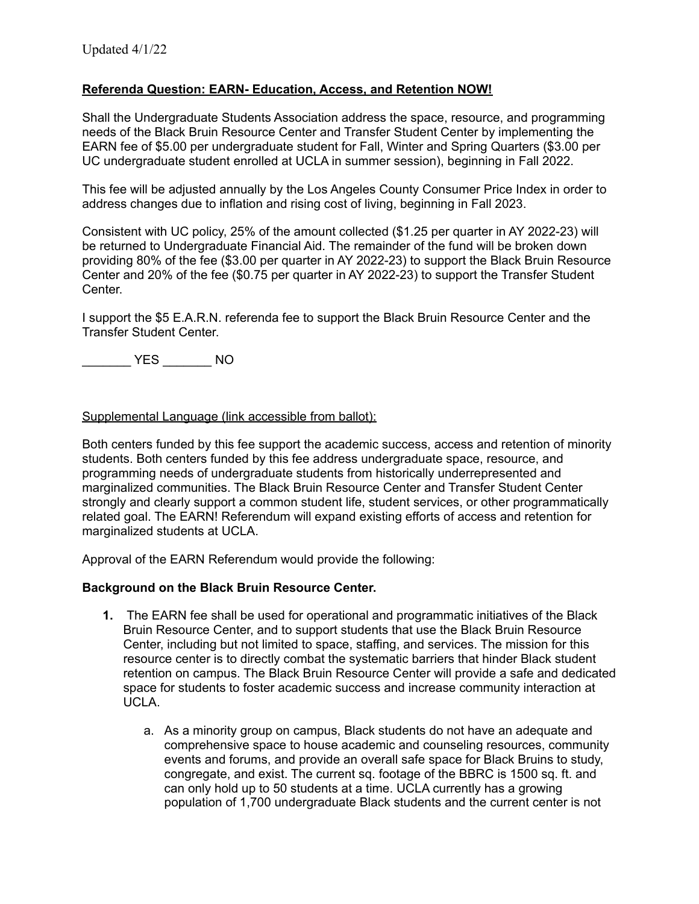Updated 4/1/22

**Referenda Question: EARN- Education, Access, and Retention NOW!**

Shall the Undergraduate Students Association address the space, resource, and programming needs of the Black Bruin Resource Center and Transfer Student Center by implementing the EARN fee of $5.00 per undergraduate student for Fall, Winter and Spring Quarters ($3.00 per UC undergraduate student enrolled at UCLA in summer session), beginning in Fall 2022.

This fee will be adjusted annually by the Los Angeles County Consumer Price Index in order to address changes due to inflation and rising cost of living, beginning in Fall 2023.

Consistent with UC policy, 25% of the amount collected ($1.25 per quarter in AY 2022-23) will be returned to Undergraduate Financial Aid. The remainder of the fund will be broken down providing 80% of the fee ($3.00 per quarter in AY 2022-23) to support the Black Bruin Resource Center and 20% of the fee ($0.75 per quarter in AY 2022-23) to support the Transfer Student Center.

I support the $5 E.A.R.N. referenda fee to support the Black Bruin Resource Center and the Transfer Student Center.

_______ YES _______ NO

Supplemental Language (link accessible from ballot):

Both centers funded by this fee support the academic success, access and retention of minority students. Both centers funded by this fee address undergraduate space, resource, and programming needs of undergraduate students from historically underrepresented and marginalized communities. The Black Bruin Resource Center and Transfer Student Center strongly and clearly support a common student life, student services, or other programmatically related goal. The EARN! Referendum will expand existing efforts of access and retention for marginalized students at UCLA.

Approval of the EARN Referendum would provide the following:

**Background on the Black Bruin Resource Center.**

1. The EARN fee shall be used for operational and programmatic initiatives of the Black Bruin Resource Center, and to support students that use the Black Bruin Resource Center, including but not limited to space, staffing, and services. The mission for this resource center is to directly combat the systematic barriers that hinder Black student retention on campus. The Black Bruin Resource Center will provide a safe and dedicated space for students to foster academic success and increase community interaction at UCLA.
    a. As a minority group on campus, Black students do not have an adequate and comprehensive space to house academic and counseling resources, community events and forums, and provide an overall safe space for Black Bruins to study, congregate, and exist. The current sq. footage of the BBRC is 1500 sq. ft. and can only hold up to 50 students at a time. UCLA currently has a growing population of 1,700 undergraduate Black students and the current center is not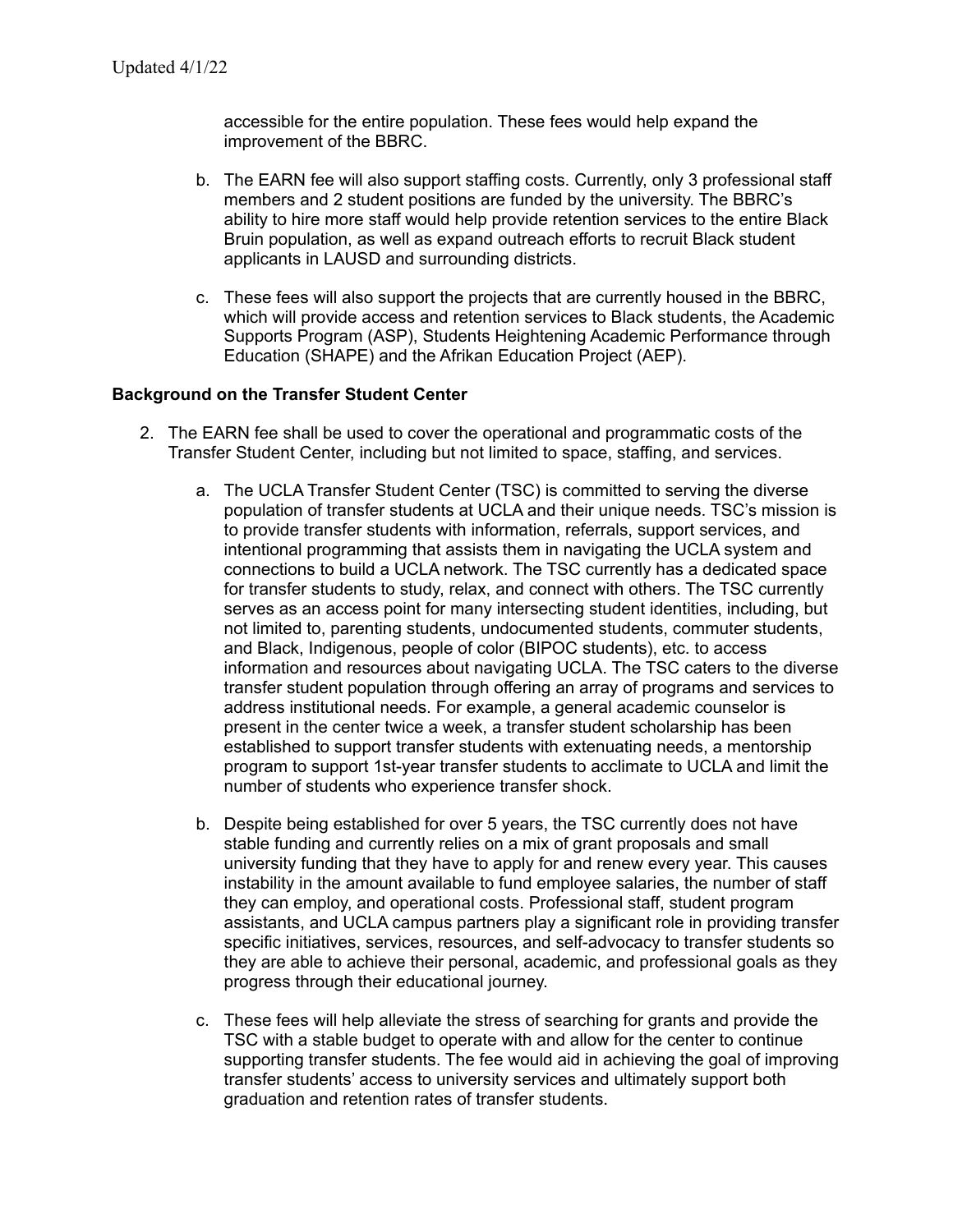accessible for the entire population. These fees would help expand the improvement of the BBRC.

b. The EARN fee will also support staffing costs. Currently, only 3 professional staff members and 2 student positions are funded by the university. The BBRC's ability to hire more staff would help provide retention services to the entire Black Bruin population, as well as expand outreach efforts to recruit Black student applicants in LAUSD and surrounding districts.

c. These fees will also support the projects that are currently housed in the BBRC, which will provide access and retention services to Black students, the Academic Supports Program (ASP), Students Heightening Academic Performance through Education (SHAPE) and the Afrikan Education Project (AEP).

**Background on the Transfer Student Center**

2. The EARN fee shall be used to cover the operational and programmatic costs of the Transfer Student Center, including but not limited to space, staffing, and services.

   a. The UCLA Transfer Student Center (TSC) is committed to serving the diverse population of transfer students at UCLA and their unique needs. TSC's mission is to provide transfer students with information, referrals, support services, and intentional programming that assists them in navigating the UCLA system and connections to build a UCLA network. The TSC currently has a dedicated space for transfer students to study, relax, and connect with others. The TSC currently serves as an access point for many intersecting student identities, including, but not limited to, parenting students, undocumented students, commuter students, and Black, Indigenous, people of color (BIPOC students), etc. to access information and resources about navigating UCLA. The TSC caters to the diverse transfer student population through offering an array of programs and services to address institutional needs. For example, a general academic counselor is present in the center twice a week, a transfer student scholarship has been established to support transfer students with extenuating needs, a mentorship program to support 1st-year transfer students to acclimate to UCLA and limit the number of students who experience transfer shock.

   b. Despite being established for over 5 years, the TSC currently does not have stable funding and currently relies on a mix of grant proposals and small university funding that they have to apply for and renew every year. This causes instability in the amount available to fund employee salaries, the number of staff they can employ, and operational costs. Professional staff, student program assistants, and UCLA campus partners play a significant role in providing transfer specific initiatives, services, resources, and self-advocacy to transfer students so they are able to achieve their personal, academic, and professional goals as they progress through their educational journey.

   c. These fees will help alleviate the stress of searching for grants and provide the TSC with a stable budget to operate with and allow for the center to continue supporting transfer students. The fee would aid in achieving the goal of improving transfer students' access to university services and ultimately support both graduation and retention rates of transfer students.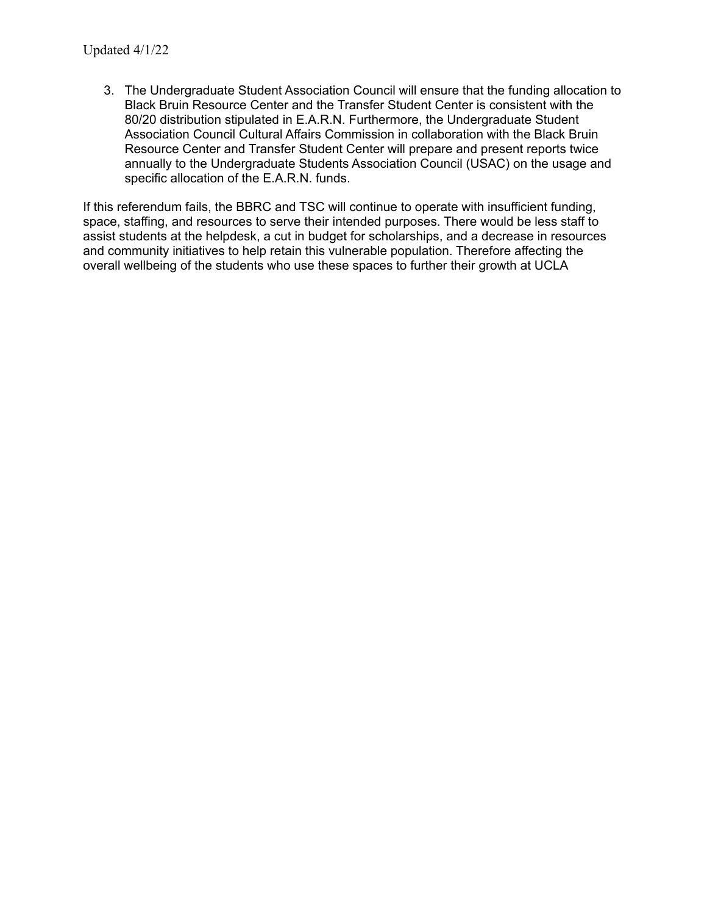3. The Undergraduate Student Association Council will ensure that the funding allocation to Black Bruin Resource Center and the Transfer Student Center is consistent with the 80/20 distribution stipulated in E.A.R.N. Furthermore, the Undergraduate Student Association Council Cultural Affairs Commission in collaboration with the Black Bruin Resource Center and Transfer Student Center will prepare and present reports twice annually to the Undergraduate Students Association Council (USAC) on the usage and specific allocation of the E.A.R.N. funds.

If this referendum fails, the BBRC and TSC will continue to operate with insufficient funding, space, staffing, and resources to serve their intended purposes. There would be less staff to assist students at the helpdesk, a cut in budget for scholarships, and a decrease in resources and community initiatives to help retain this vulnerable population. Therefore affecting the overall wellbeing of the students who use these spaces to further their growth at UCLA